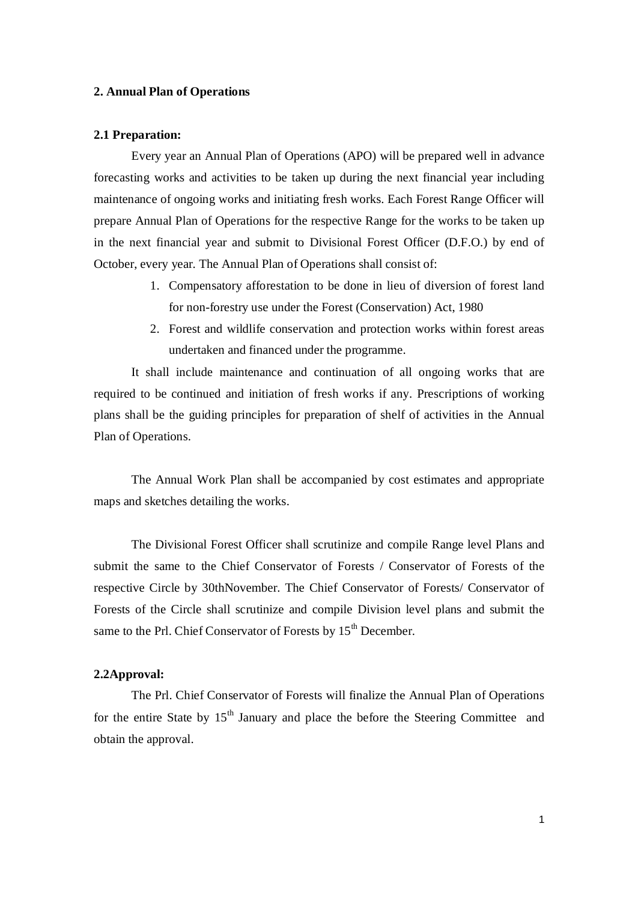## 2. Annual Plan of Operations

### 2.1 Preparation:

Every year an Annual Plan of Operations (APO) will be prepared well in advance forecasting works and activities to be taken up during the next financial year including maintenance of ongoing works and initiating fresh works. Each Forest Range Officer will prepare Annual Plan of Operations for the respective Range for the works to be taken up in the next financial year and submit to Divisional Forest Officer (D.F.O.) by end of October, every year. The Annual Plan of Operations shall consist of:

1. Compensatory afforestation to be done in lieu of diversion of forest land for non-forestry use under the Forest (Conservation) Act, 1980
2. Forest and wildlife conservation and protection works within forest areas undertaken and financed under the programme.

It shall include maintenance and continuation of all ongoing works that are required to be continued and initiation of fresh works if any. Prescriptions of working plans shall be the guiding principles for preparation of shelf of activities in the Annual Plan of Operations.

The Annual Work Plan shall be accompanied by cost estimates and appropriate maps and sketches detailing the works.

The Divisional Forest Officer shall scrutinize and compile Range level Plans and submit the same to the Chief Conservator of Forests / Conservator of Forests of the respective Circle by 30thNovember. The Chief Conservator of Forests/ Conservator of Forests of the Circle shall scrutinize and compile Division level plans and submit the same to the Prl. Chief Conservator of Forests by 15th December.

### 2.2Approval:

The Prl. Chief Conservator of Forests will finalize the Annual Plan of Operations for the entire State by 15th January and place the before the Steering Committee and obtain the approval.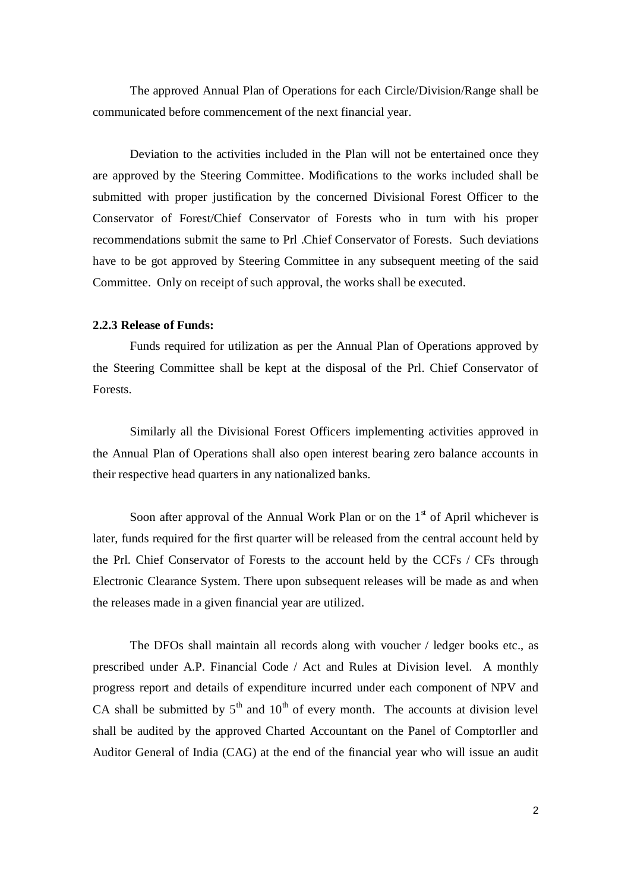The approved Annual Plan of Operations for each Circle/Division/Range shall be communicated before commencement of the next financial year.

Deviation to the activities included in the Plan will not be entertained once they are approved by the Steering Committee. Modifications to the works included shall be submitted with proper justification by the concerned Divisional Forest Officer to the Conservator of Forest/Chief Conservator of Forests who in turn with his proper recommendations submit the same to Prl .Chief Conservator of Forests. Such deviations have to be got approved by Steering Committee in any subsequent meeting of the said Committee. Only on receipt of such approval, the works shall be executed.

**2.2.3 Release of Funds:**

Funds required for utilization as per the Annual Plan of Operations approved by the Steering Committee shall be kept at the disposal of the Prl. Chief Conservator of Forests.

Similarly all the Divisional Forest Officers implementing activities approved in the Annual Plan of Operations shall also open interest bearing zero balance accounts in their respective head quarters in any nationalized banks.

Soon after approval of the Annual Work Plan or on the 1st of April whichever is later, funds required for the first quarter will be released from the central account held by the Prl. Chief Conservator of Forests to the account held by the CCFs / CFs through Electronic Clearance System. There upon subsequent releases will be made as and when the releases made in a given financial year are utilized.

The DFOs shall maintain all records along with voucher / ledger books etc., as prescribed under A.P. Financial Code / Act and Rules at Division level. A monthly progress report and details of expenditure incurred under each component of NPV and CA shall be submitted by 5th and 10th of every month. The accounts at division level shall be audited by the approved Charted Accountant on the Panel of Comptorller and Auditor General of India (CAG) at the end of the financial year who will issue an audit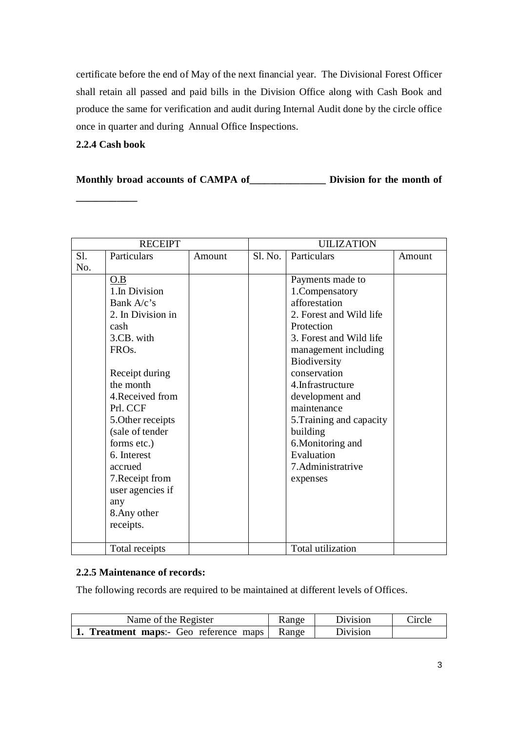certificate before the end of May of the next financial year. The Divisional Forest Officer shall retain all passed and paid bills in the Division Office along with Cash Book and produce the same for verification and audit during Internal Audit done by the circle office once in quarter and during Annual Office Inspections.

### 2.2.4 Cash book

**Monthly broad accounts of CAMPA of_______________ Division for the month of ____________**

| RECEIPT | | | UILIZATION | | |
|---|---|---|---|---|---|
| Sl. No. | Particulars | Amount | Sl. No. | Particulars | Amount |
| | O.B<br>1.In Division Bank A/c's<br>2. In Division in cash<br>3.CB. with FROs.<br><br>Receipt during the month<br>4.Received from Prl. CCF<br>5.Other receipts (sale of tender forms etc.)<br>6. Interest accrued<br>7.Receipt from user agencies if any<br>8.Any other receipts. | | | Payments made to<br>1.Compensatory afforestation<br>2. Forest and Wild life Protection<br>3. Forest and Wild life management including Biodiversity conservation<br>4.Infrastructure development and maintenance<br>5.Training and capacity building<br>6.Monitoring and Evaluation<br>7.Administratrive expenses | |
| | Total receipts | | | Total utilization | |

### 2.2.5 Maintenance of records:

The following records are required to be maintained at different levels of Offices.

| Name of the Register | Range | Division | Circle |
|---|---|---|---|
| **1. Treatment maps**:- Geo reference maps | Range | Division | |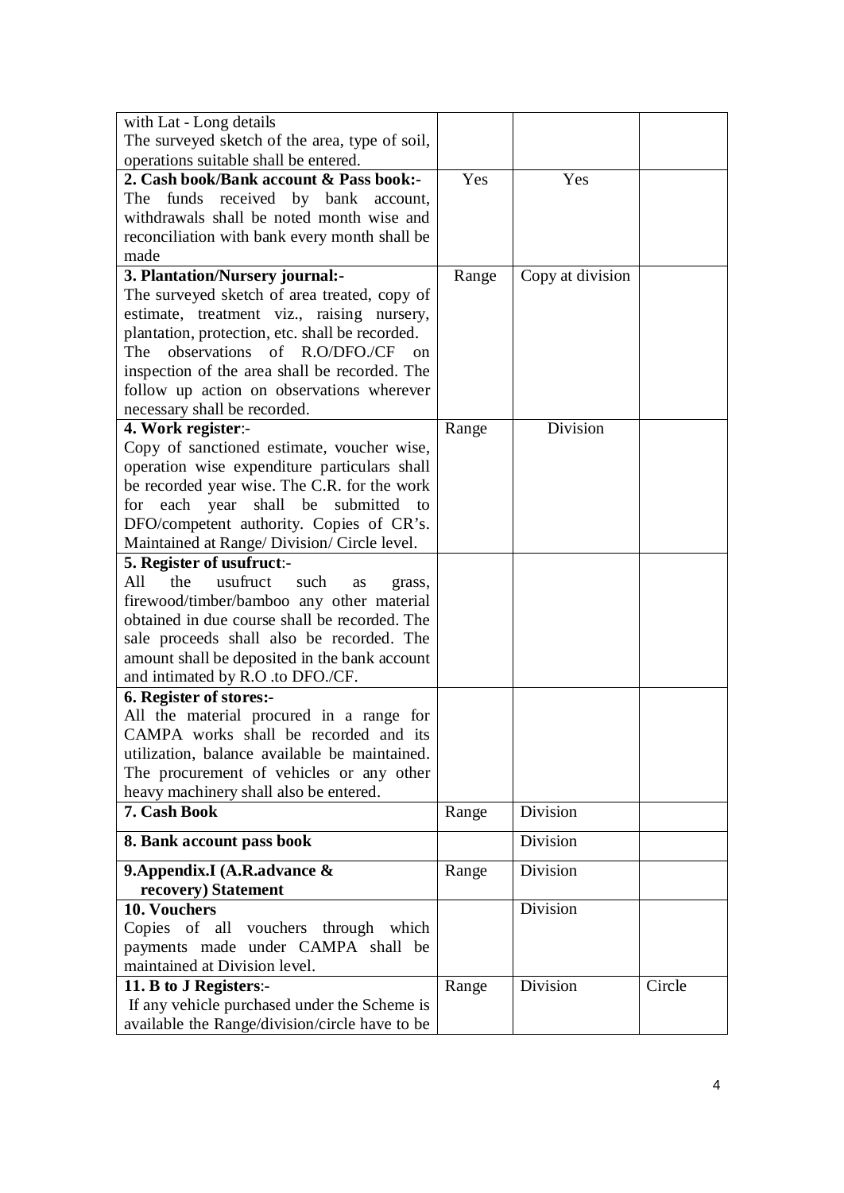| | | | |
|---|---|---|---|
| with Lat - Long details<br>The surveyed sketch of the area, type of soil, operations suitable shall be entered. | | | |
| **2. Cash book/Bank account & Pass book:-**<br>The funds received by bank account, withdrawals shall be noted month wise and reconciliation with bank every month shall be made | Yes | Yes | |
| **3. Plantation/Nursery journal:-**<br>The surveyed sketch of area treated, copy of estimate, treatment viz., raising nursery, plantation, protection, etc. shall be recorded. The observations of R.O/DFO./CF on inspection of the area shall be recorded. The follow up action on observations wherever necessary shall be recorded. | Range | Copy at division | |
| **4. Work register**:-<br>Copy of sanctioned estimate, voucher wise, operation wise expenditure particulars shall be recorded year wise. The C.R. for the work for each year shall be submitted to DFO/competent authority. Copies of CR's. Maintained at Range/ Division/ Circle level. | Range | Division | |
| **5. Register of usufruct**:-<br>All the usufruct such as grass, firewood/timber/bamboo any other material obtained in due course shall be recorded. The sale proceeds shall also be recorded. The amount shall be deposited in the bank account and intimated by R.O .to DFO./CF. | | | |
| **6. Register of stores:-**<br>All the material procured in a range for CAMPA works shall be recorded and its utilization, balance available be maintained. The procurement of vehicles or any other heavy machinery shall also be entered. | | | |
| **7. Cash Book** | Range | Division | |
| **8. Bank account pass book** | | Division | |
| **9.Appendix.I (A.R.advance & recovery) Statement** | Range | Division | |
| **10. Vouchers**<br>Copies of all vouchers through which payments made under CAMPA shall be maintained at Division level. | | Division | |
| **11. B to J Registers**:-<br>If any vehicle purchased under the Scheme is available the Range/division/circle have to be | Range | Division | Circle |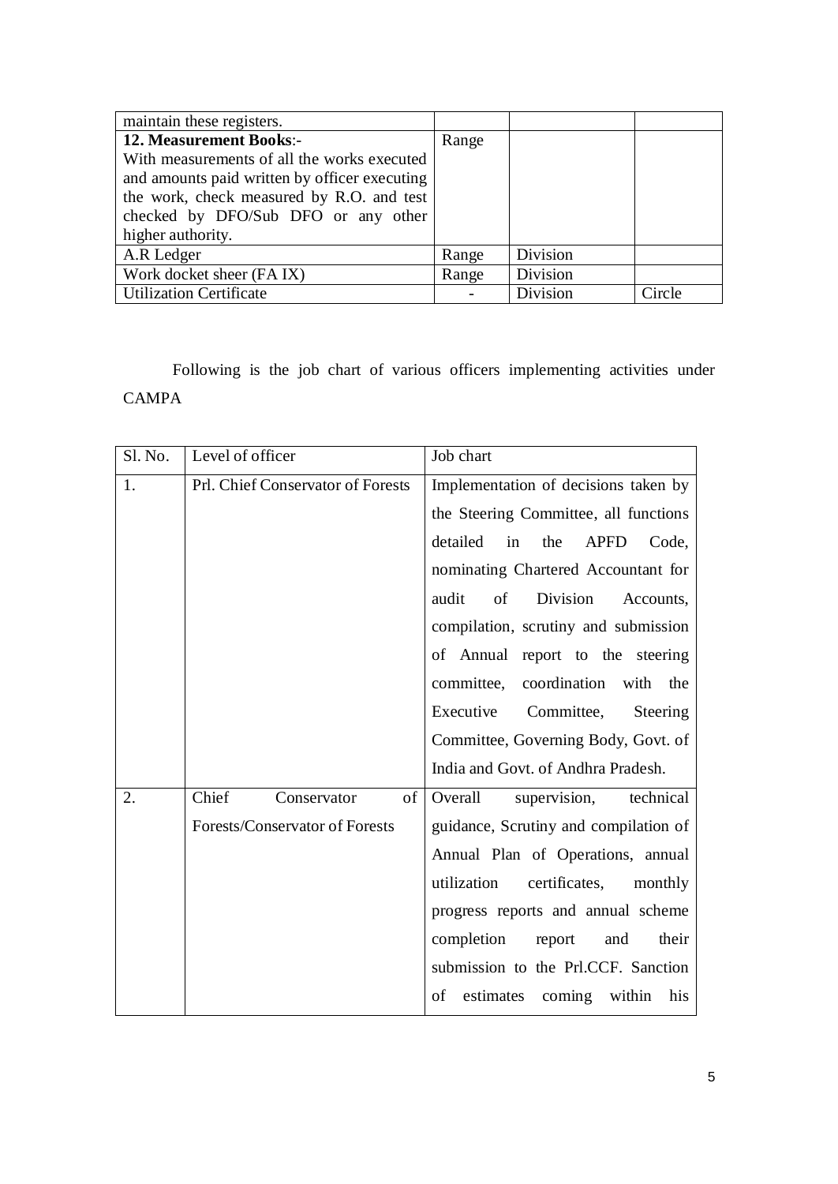| | | | |
|---|---|---|---|
| maintain these registers. | | | |
| **12. Measurement Books**:- With measurements of all the works executed and amounts paid written by officer executing the work, check measured by R.O. and test checked by DFO/Sub DFO or any other higher authority. | Range | | |
| A.R Ledger | Range | Division | |
| Work docket sheer (FA IX) | Range | Division | |
| Utilization Certificate | - | Division | Circle |

Following is the job chart of various officers implementing activities under CAMPA

| Sl. No. | Level of officer | Job chart |
|---|---|---|
| 1. | Prl. Chief Conservator of Forests | Implementation of decisions taken by the Steering Committee, all functions detailed in the APFD Code, nominating Chartered Accountant for audit of Division Accounts, compilation, scrutiny and submission of Annual report to the steering committee, coordination with the Executive Committee, Steering Committee, Governing Body, Govt. of India and Govt. of Andhra Pradesh. |
| 2. | Chief Conservator of Forests/Conservator of Forests | Overall supervision, technical guidance, Scrutiny and compilation of Annual Plan of Operations, annual utilization certificates, monthly progress reports and annual scheme completion report and their submission to the Prl.CCF. Sanction of estimates coming within his |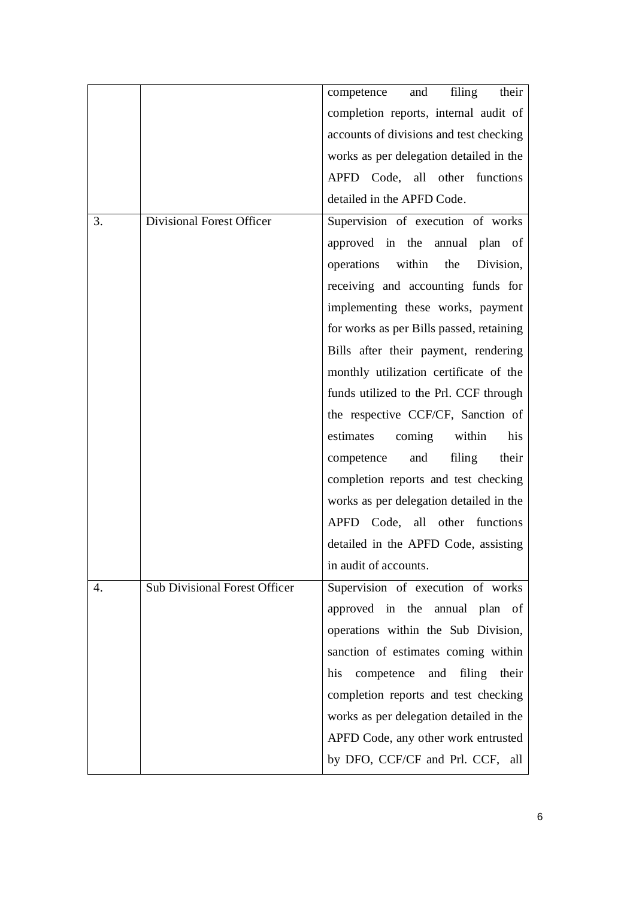| | | |
|---|---|---|
| | | competence and filing their completion reports, internal audit of accounts of divisions and test checking works as per delegation detailed in the APFD Code, all other functions detailed in the APFD Code. |
| 3. | Divisional Forest Officer | Supervision of execution of works approved in the annual plan of operations within the Division, receiving and accounting funds for implementing these works, payment for works as per Bills passed, retaining Bills after their payment, rendering monthly utilization certificate of the funds utilized to the Prl. CCF through the respective CCF/CF, Sanction of estimates coming within his competence and filing their completion reports and test checking works as per delegation detailed in the APFD Code, all other functions detailed in the APFD Code, assisting in audit of accounts. |
| 4. | Sub Divisional Forest Officer | Supervision of execution of works approved in the annual plan of operations within the Sub Division, sanction of estimates coming within his competence and filing their completion reports and test checking works as per delegation detailed in the APFD Code, any other work entrusted by DFO, CCF/CF and Prl. CCF, all |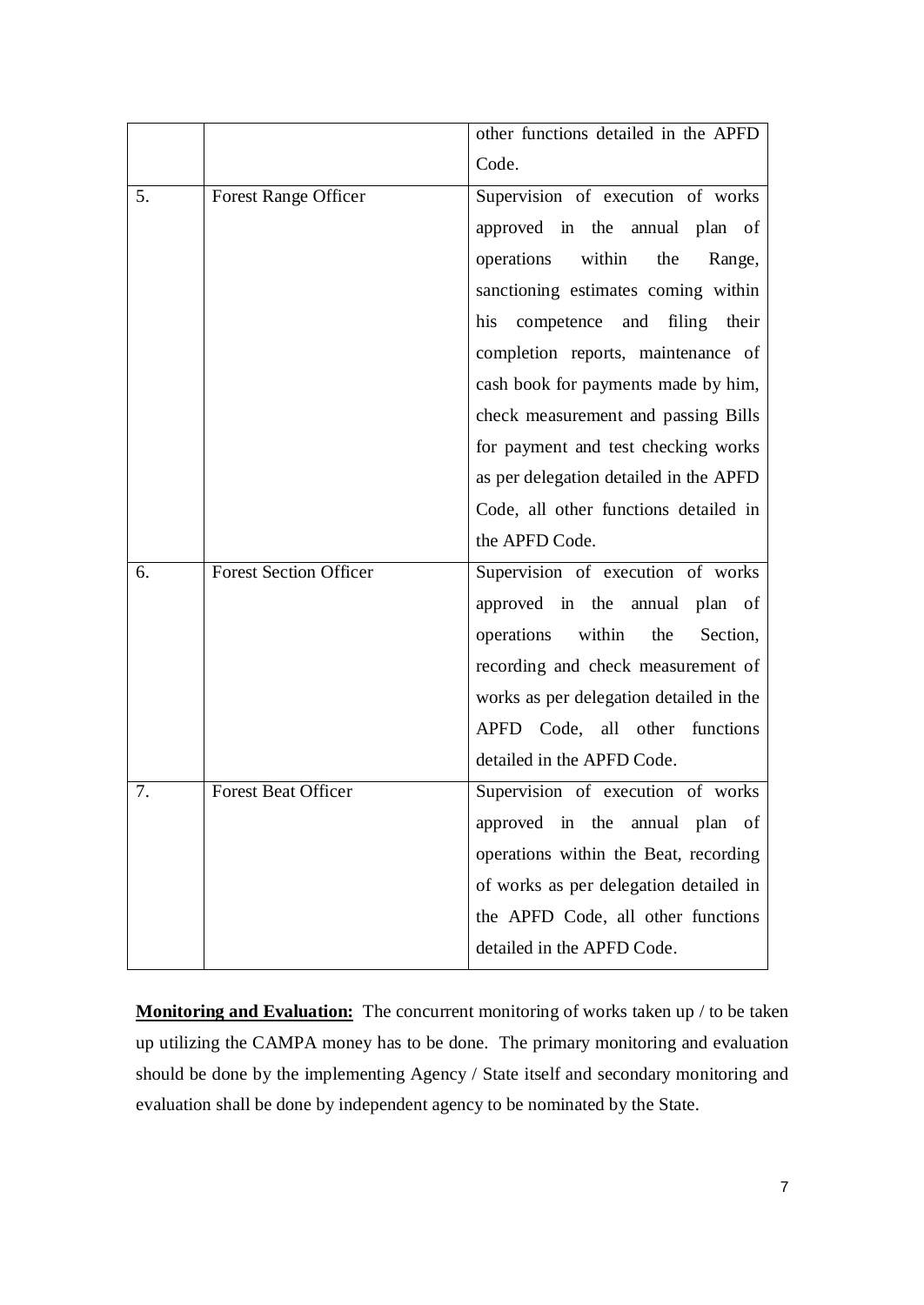| | | |
|---|---|---|
| | | other functions detailed in the APFD Code. |
| 5. | Forest Range Officer | Supervision of execution of works approved in the annual plan of operations within the Range, sanctioning estimates coming within his competence and filing their completion reports, maintenance of cash book for payments made by him, check measurement and passing Bills for payment and test checking works as per delegation detailed in the APFD Code, all other functions detailed in the APFD Code. |
| 6. | Forest Section Officer | Supervision of execution of works approved in the annual plan of operations within the Section, recording and check measurement of works as per delegation detailed in the APFD Code, all other functions detailed in the APFD Code. |
| 7. | Forest Beat Officer | Supervision of execution of works approved in the annual plan of operations within the Beat, recording of works as per delegation detailed in the APFD Code, all other functions detailed in the APFD Code. |

**Monitoring and Evaluation:** The concurrent monitoring of works taken up / to be taken up utilizing the CAMPA money has to be done. The primary monitoring and evaluation should be done by the implementing Agency / State itself and secondary monitoring and evaluation shall be done by independent agency to be nominated by the State.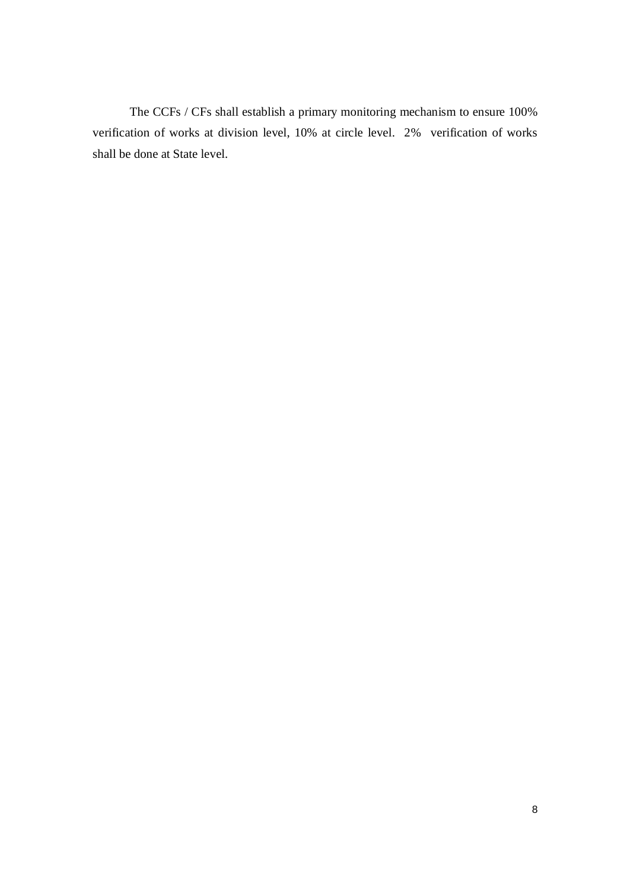The CCFs / CFs shall establish a primary monitoring mechanism to ensure 100% verification of works at division level, 10% at circle level. 2% verification of works shall be done at State level.